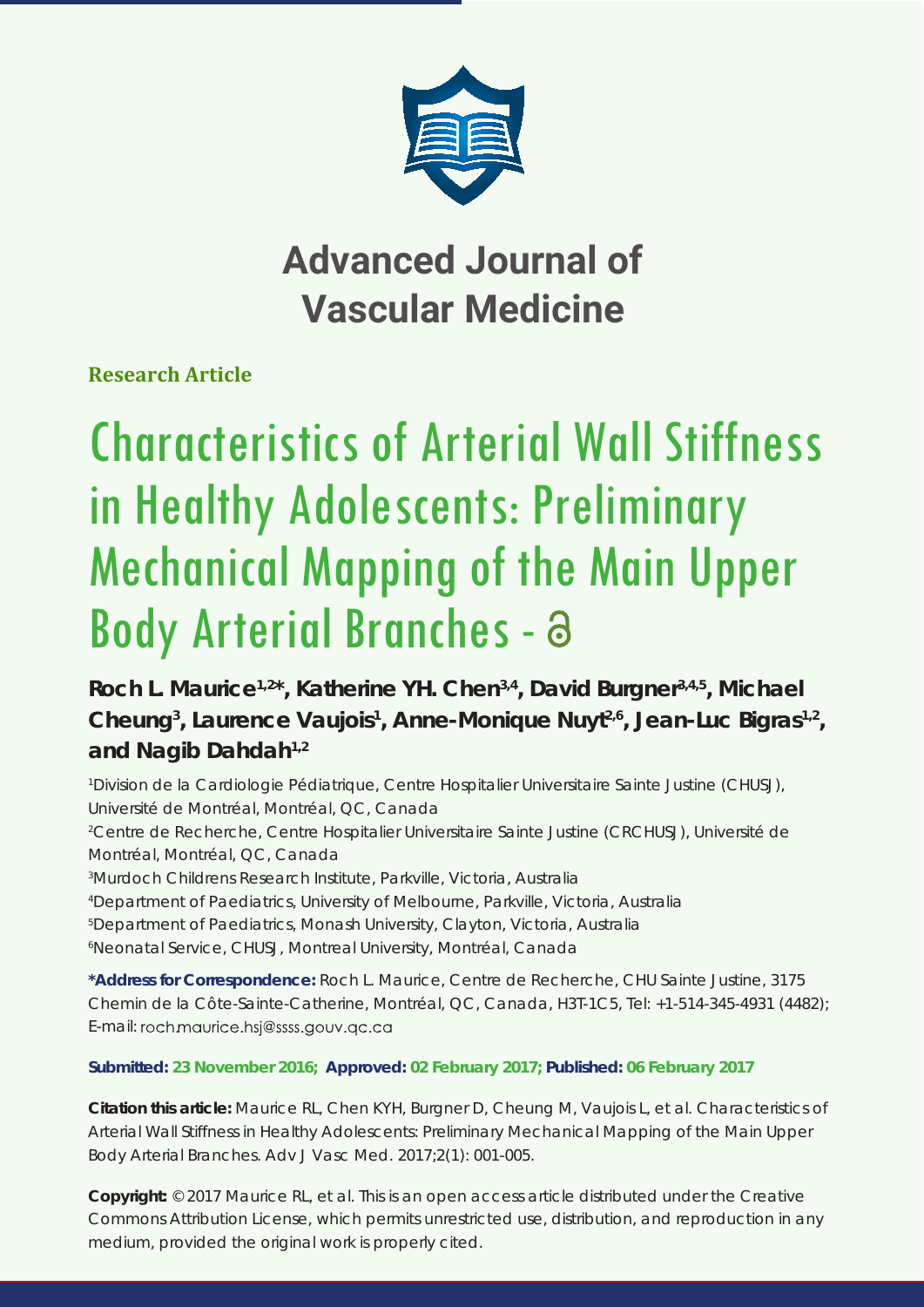# Advanced Journal of Vascular Medicine

**Research Article**

# Characteristics of Arterial Wall Stiffness in Healthy Adolescents: Preliminary Mechanical Mapping of the Main Upper Body Arterial Branches -

**Roch L. Maurice[1,2*], Katherine YH. Chen[3,4], David Burgner[3,4,5], Michael Cheung[3], Laurence Vaujois[1], Anne-Monique Nuyt[2,6], Jean-Luc Bigras[1,2], and Nagib Dahdah[1,2]**

[1]Division de la Cardiologie Pédiatrique, Centre Hospitalier Universitaire Sainte Justine (CHUSJ), Université de Montréal, Montréal, QC, Canada
[2]Centre de Recherche, Centre Hospitalier Universitaire Sainte Justine (CRCHUSJ), Université de Montréal, Montréal, QC, Canada
[3]Murdoch Childrens Research Institute, Parkville, Victoria, Australia
[4]Department of Paediatrics, University of Melbourne, Parkville, Victoria, Australia
[5]Department of Paediatrics, Monash University, Clayton, Victoria, Australia
[6]Neonatal Service, CHUSJ, Montreal University, Montréal, Canada

**\*Address for Correspondence:** Roch L. Maurice, Centre de Recherche, CHU Sainte Justine, 3175 Chemin de la Côte-Sainte-Catherine, Montréal, QC, Canada, H3T-1C5, Tel: +1-514-345-4931 (4482); E-mail: roch.maurice.hsj@ssss.gouv.qc.ca

**Submitted: 23 November 2016; Approved: 02 February 2017; Published: 06 February 2017**

**Citation this article:** Maurice RL, Chen KYH, Burgner D, Cheung M, Vaujois L, et al. Characteristics of Arterial Wall Stiffness in Healthy Adolescents: Preliminary Mechanical Mapping of the Main Upper Body Arterial Branches. Adv J Vasc Med. 2017;2(1): 001-005.

**Copyright:** © 2017 Maurice RL, et al. This is an open access article distributed under the Creative Commons Attribution License, which permits unrestricted use, distribution, and reproduction in any medium, provided the original work is properly cited.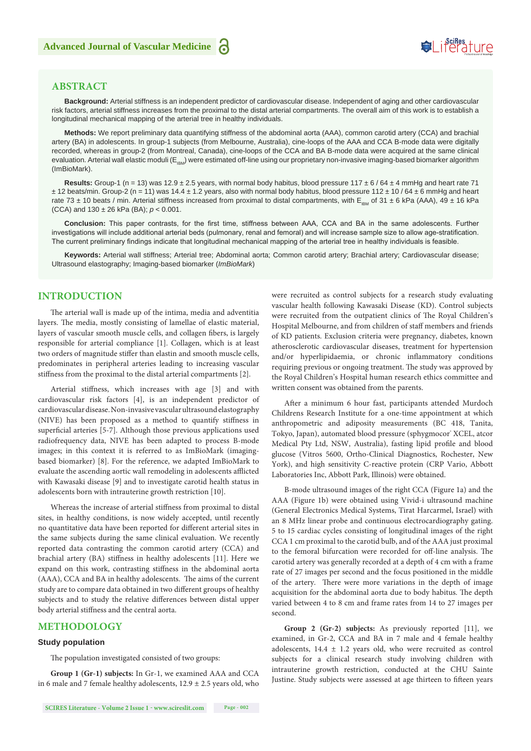## ABSTRACT

**Background:** Arterial stiffness is an independent predictor of cardiovascular disease. Independent of aging and other cardiovascular risk factors, arterial stiffness increases from the proximal to the distal arterial compartments. The overall aim of this work is to establish a longitudinal mechanical mapping of the arterial tree in healthy individuals.

**Methods:** We report preliminary data quantifying stiffness of the abdominal aorta (AAA), common carotid artery (CCA) and brachial artery (BA) in adolescents. In group-1 subjects (from Melbourne, Australia), cine-loops of the AAA and CCA B-mode data were digitally recorded, whereas in group-2 (from Montreal, Canada), cine-loops of the CCA and BA B-mode data were acquired at the same clinical evaluation. Arterial wall elastic moduli ($E_{IBM}$) were estimated off-line using our proprietary non-invasive imaging-based biomarker algorithm (ImBioMark).

**Results:** Group-1 (n = 13) was 12.9 ± 2.5 years, with normal body habitus, blood pressure 117 ± 6 / 64 ± 4 mmHg and heart rate 71 ± 12 beats/min. Group-2 (n = 11) was 14.4 ± 1.2 years, also with normal body habitus, blood pressure 112 ± 10 / 64 ± 6 mmHg and heart rate 73 ± 10 beats / min. Arterial stiffness increased from proximal to distal compartments, with $E_{IBM}$ of 31 ± 6 kPa (AAA), 49 ± 16 kPa (CCA) and 130 ± 26 kPa (BA); $p < 0.001$.

**Conclusion:** This paper contrasts, for the first time, stiffness between AAA, CCA and BA in the same adolescents. Further investigations will include additional arterial beds (pulmonary, renal and femoral) and will increase sample size to allow age-stratification. The current preliminary findings indicate that longitudinal mechanical mapping of the arterial tree in healthy individuals is feasible.

**Keywords:** Arterial wall stiffness; Arterial tree; Abdominal aorta; Common carotid artery; Brachial artery; Cardiovascular disease; Ultrasound elastography; Imaging-based biomarker (*ImBioMark*)

## INTRODUCTION

The arterial wall is made up of the intima, media and adventitia layers. The media, mostly consisting of lamellae of elastic material, layers of vascular smooth muscle cells, and collagen fibers, is largely responsible for arterial compliance [1]. Collagen, which is at least two orders of magnitude stiffer than elastin and smooth muscle cells, predominates in peripheral arteries leading to increasing vascular stiffness from the proximal to the distal arterial compartments [2].

Arterial stiffness, which increases with age [3] and with cardiovascular risk factors [4], is an independent predictor of cardiovascular disease. Non-invasive vascular ultrasound elastography (NIVE) has been proposed as a method to quantify stiffness in superficial arteries [5-7]. Although those previous applications used radiofrequency data, NIVE has been adapted to process B-mode images; in this context it is referred to as ImBioMark (imaging-based biomarker) [8]. For the reference, we adapted ImBioMark to evaluate the ascending aortic wall remodeling in adolescents afflicted with Kawasaki disease [9] and to investigate carotid health status in adolescents born with intrauterine growth restriction [10].

Whereas the increase of arterial stiffness from proximal to distal sites, in healthy conditions, is now widely accepted, until recently no quantitative data have been reported for different arterial sites in the same subjects during the same clinical evaluation. We recently reported data contrasting the common carotid artery (CCA) and brachial artery (BA) stiffness in healthy adolescents [11]. Here we expand on this work, contrasting stiffness in the abdominal aorta (AAA), CCA and BA in healthy adolescents. The aims of the current study are to compare data obtained in two different groups of healthy subjects and to study the relative differences between distal upper body arterial stiffness and the central aorta.

## METHODOLOGY

### Study population

The population investigated consisted of two groups:

**Group 1 (Gr-1) subjects:** In Gr-1, we examined AAA and CCA in 6 male and 7 female healthy adolescents, 12.9 ± 2.5 years old, who were recruited as control subjects for a research study evaluating vascular health following Kawasaki Disease (KD). Control subjects were recruited from the outpatient clinics of The Royal Children's Hospital Melbourne, and from children of staff members and friends of KD patients. Exclusion criteria were pregnancy, diabetes, known atherosclerotic cardiovascular diseases, treatment for hypertension and/or hyperlipidaemia, or chronic inflammatory conditions requiring previous or ongoing treatment. The study was approved by the Royal Children's Hospital human research ethics committee and written consent was obtained from the parents.

After a minimum 6 hour fast, participants attended Murdoch Childrens Research Institute for a one-time appointment at which anthropometric and adiposity measurements (BC 418, Tanita, Tokyo, Japan), automated blood pressure (sphygmocor® XCEL, atcor Medical Pty Ltd, NSW, Australia), fasting lipid profile and blood glucose (Vitros 5600, Ortho-Clinical Diagnostics, Rochester, New York), and high sensitivity C-reactive protein (CRP Vario, Abbott Laboratories Inc, Abbott Park, Illinois) were obtained.

B-mode ultrasound images of the right CCA (Figure 1a) and the AAA (Figure 1b) were obtained using Vivid-i ultrasound machine (General Electronics Medical Systems, Tirat Harcarmel, Israel) with an 8 MHz linear probe and continuous electrocardiography gating. 5 to 15 cardiac cycles consisting of longitudinal images of the right CCA 1 cm proximal to the carotid bulb, and of the AAA just proximal to the femoral bifurcation were recorded for off-line analysis. The carotid artery was generally recorded at a depth of 4 cm with a frame rate of 27 images per second and the focus positioned in the middle of the artery. There were more variations in the depth of image acquisition for the abdominal aorta due to body habitus. The depth varied between 4 to 8 cm and frame rates from 14 to 27 images per second.

**Group 2 (Gr-2) subjects:** As previously reported [11], we examined, in Gr-2, CCA and BA in 7 male and 4 female healthy adolescents, 14.4 ± 1.2 years old, who were recruited as control subjects for a clinical research study involving children with intrauterine growth restriction, conducted at the CHU Sainte Justine. Study subjects were assessed at age thirteen to fifteen years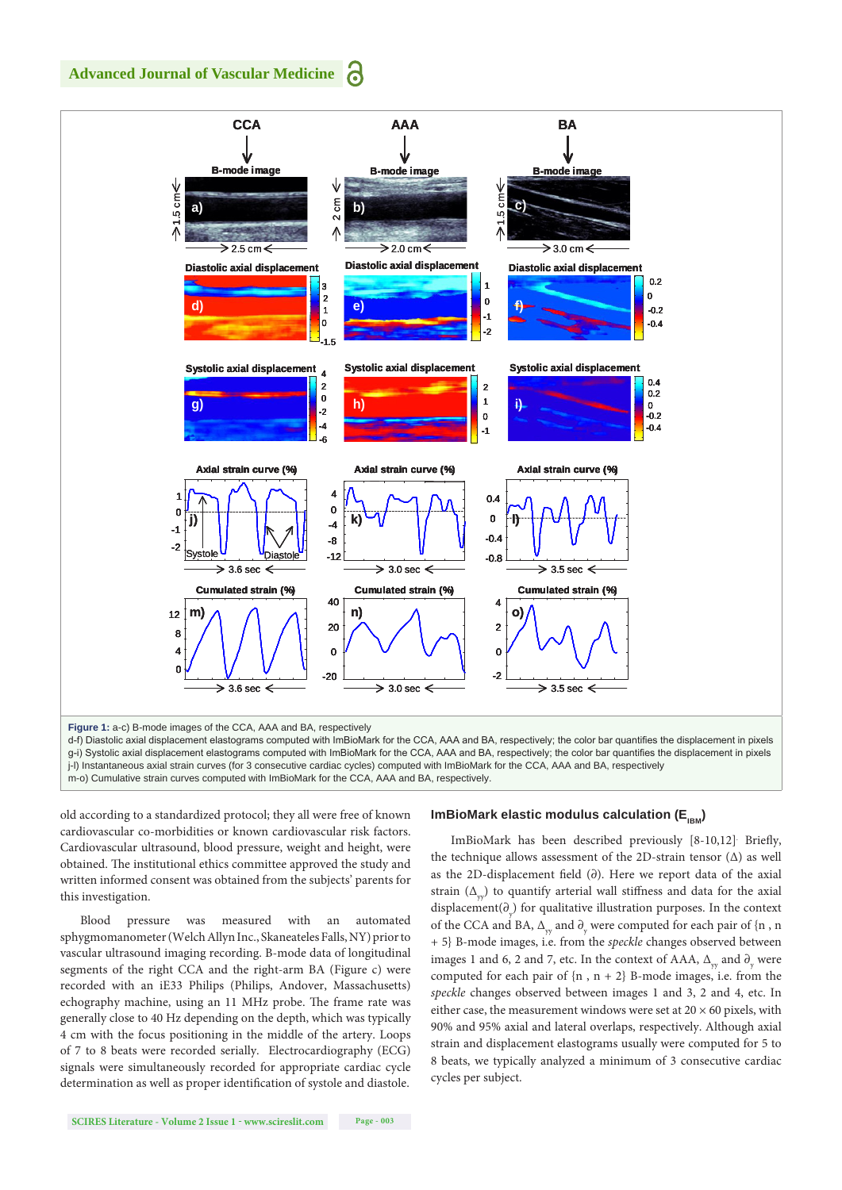**Figure 1:** a-c) B-mode images of the CCA, AAA and BA, respectively
d-f) Diastolic axial displacement elastograms computed with ImBioMark for the CCA, AAA and BA, respectively; the color bar quantifies the displacement in pixels
g-i) Systolic axial displacement elastograms computed with ImBioMark for the CCA, AAA and BA, respectively; the color bar quantifies the displacement in pixels
j-l) Instantaneous axial strain curves (for 3 consecutive cardiac cycles) computed with ImBioMark for the CCA, AAA and BA, respectively
m-o) Cumulative strain curves computed with ImBioMark for the CCA, AAA and BA, respectively.

old according to a standardized protocol; they all were free of known cardiovascular co-morbidities or known cardiovascular risk factors. Cardiovascular ultrasound, blood pressure, weight and height, were obtained. The institutional ethics committee approved the study and written informed consent was obtained from the subjects' parents for this investigation.

Blood pressure was measured with an automated sphygmomanometer (Welch Allyn Inc., Skaneateles Falls, NY) prior to vascular ultrasound imaging recording. B-mode data of longitudinal segments of the right CCA and the right-arm BA (Figure c) were recorded with an iE33 Philips (Philips, Andover, Massachusetts) echography machine, using an 11 MHz probe. The frame rate was generally close to 40 Hz depending on the depth, which was typically 4 cm with the focus positioning in the middle of the artery. Loops of 7 to 8 beats were recorded serially. Electrocardiography (ECG) signals were simultaneously recorded for appropriate cardiac cycle determination as well as proper identification of systole and diastole.

### ImBioMark elastic modulus calculation ($E_{IBM}$)

ImBioMark has been described previously [8-10,12]. Briefly, the technique allows assessment of the 2D-strain tensor ($\Delta$) as well as the 2D-displacement field ($\partial$). Here we report data of the axial strain ($\Delta_{yy}$) to quantify arterial wall stiffness and data for the axial displacement($\partial_y$) for qualitative illustration purposes. In the context of the CCA and BA, $\Delta_{yy}$ and $\partial_y$ were computed for each pair of {n , n + 5} B-mode images, i.e. from the *speckle* changes observed between images 1 and 6, 2 and 7, etc. In the context of AAA, $\Delta_{yy}$ and $\partial_y$ were computed for each pair of {n , n + 2} B-mode images, i.e. from the *speckle* changes observed between images 1 and 3, 2 and 4, etc. In either case, the measurement windows were set at 20 × 60 pixels, with 90% and 95% axial and lateral overlaps, respectively. Although axial strain and displacement elastograms usually were computed for 5 to 8 beats, we typically analyzed a minimum of 3 consecutive cardiac cycles per subject.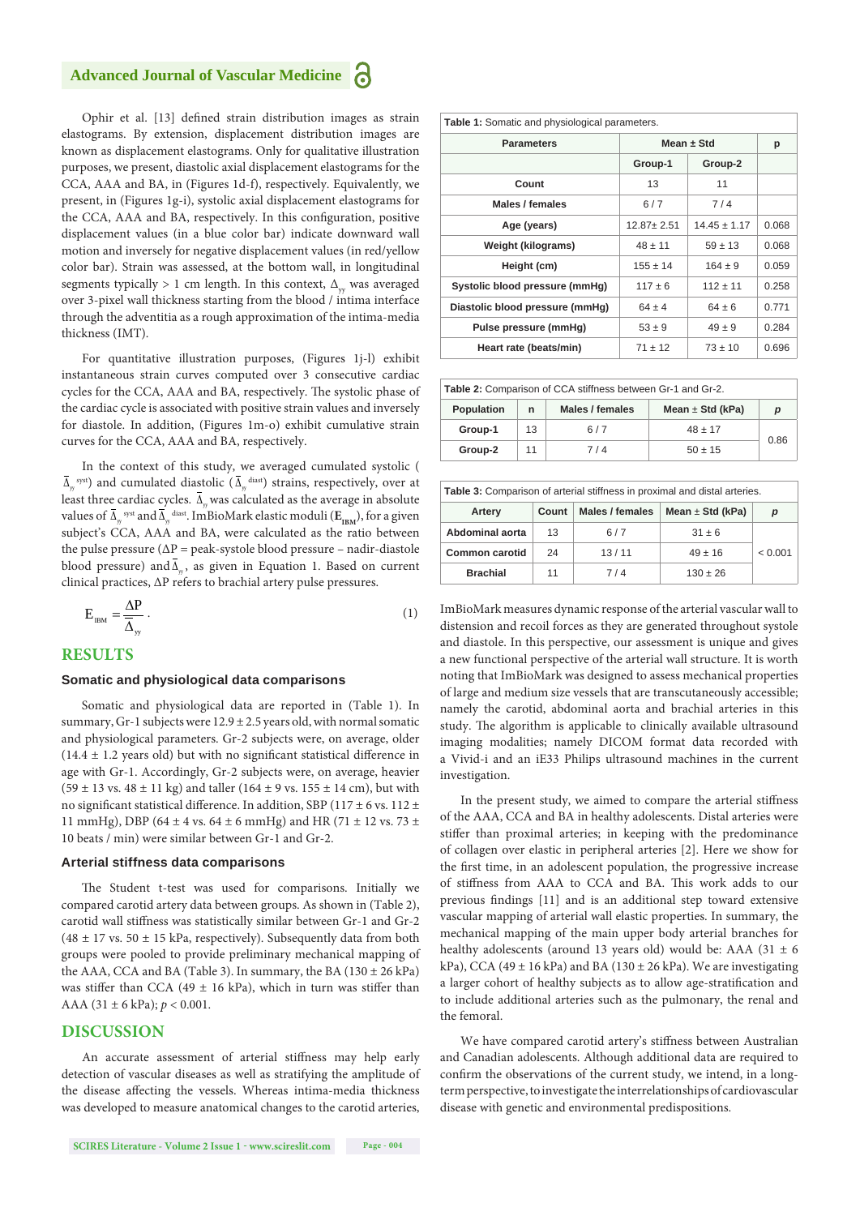Ophir et al. [13] defined strain distribution images as strain elastograms. By extension, displacement distribution images are known as displacement elastograms. Only for qualitative illustration purposes, we present, diastolic axial displacement elastograms for the CCA, AAA and BA, in (Figures 1d-f), respectively. Equivalently, we present, in (Figures 1g-i), systolic axial displacement elastograms for the CCA, AAA and BA, respectively. In this configuration, positive displacement values (in a blue color bar) indicate downward wall motion and inversely for negative displacement values (in red/yellow color bar). Strain was assessed, at the bottom wall, in longitudinal segments typically > 1 cm length. In this context, $\Delta_{yy}$ was averaged over 3-pixel wall thickness starting from the blood / intima interface through the adventitia as a rough approximation of the intima-media thickness (IMT).

For quantitative illustration purposes, (Figures 1j-l) exhibit instantaneous strain curves computed over 3 consecutive cardiac cycles for the CCA, AAA and BA, respectively. The systolic phase of the cardiac cycle is associated with positive strain values and inversely for diastole. In addition, (Figures 1m-o) exhibit cumulative strain curves for the CCA, AAA and BA, respectively.

In the context of this study, we averaged cumulated systolic ($\bar{\Delta}_{yy}^{syst}$) and cumulated diastolic ($\bar{\Delta}_{yy}^{diast}$) strains, respectively, over at least three cardiac cycles. $\bar{\Delta}_{yy}$ was calculated as the average in absolute values of $\bar{\Delta}_{yy}^{syst}$ and $\bar{\Delta}_{yy}^{diast}$. ImBioMark elastic moduli ($\mathbf{E_{IBM}}$), for a given subject's CCA, AAA and BA, were calculated as the ratio between the pulse pressure ($\Delta P$ = peak-systole blood pressure – nadir-diastole blood pressure) and $\bar{\Delta}_{yy}$, as given in Equation 1. Based on current clinical practices, $\Delta P$ refers to brachial artery pulse pressures.

$$E_{IBM} = \frac{\Delta P}{\bar{\Delta}_{yy}} . \tag{1}$$

## RESULTS

### Somatic and physiological data comparisons

Somatic and physiological data are reported in (Table 1). In summary, Gr-1 subjects were 12.9 ± 2.5 years old, with normal somatic and physiological parameters. Gr-2 subjects were, on average, older (14.4 ± 1.2 years old) but with no significant statistical difference in age with Gr-1. Accordingly, Gr-2 subjects were, on average, heavier (59 ± 13 vs. 48 ± 11 kg) and taller (164 ± 9 vs. 155 ± 14 cm), but with no significant statistical difference. In addition, SBP (117 ± 6 vs. 112 ± 11 mmHg), DBP (64 ± 4 vs. 64 ± 6 mmHg) and HR (71 ± 12 vs. 73 ± 10 beats / min) were similar between Gr-1 and Gr-2.

### Arterial stiffness data comparisons

The Student t-test was used for comparisons. Initially we compared carotid artery data between groups. As shown in (Table 2), carotid wall stiffness was statistically similar between Gr-1 and Gr-2 (48 ± 17 vs. 50 ± 15 kPa, respectively). Subsequently data from both groups were pooled to provide preliminary mechanical mapping of the AAA, CCA and BA (Table 3). In summary, the BA (130 ± 26 kPa) was stiffer than CCA (49 ± 16 kPa), which in turn was stiffer than AAA (31 ± 6 kPa); $p < 0.001$.

## DISCUSSION

An accurate assessment of arterial stiffness may help early detection of vascular diseases as well as stratifying the amplitude of the disease affecting the vessels. Whereas intima-media thickness was developed to measure anatomical changes to the carotid arteries,

**Table 1:** Somatic and physiological parameters.

| Parameters | Mean ± Std | | p |
|---|---|---|---|
| | Group-1 | Group-2 | |
| Count | 13 | 11 | |
| Males / females | 6 / 7 | 7 / 4 | |
| Age (years) | 12.87± 2.51 | 14.45 ± 1.17 | 0.068 |
| Weight (kilograms) | 48 ± 11 | 59 ± 13 | 0.068 |
| Height (cm) | 155 ± 14 | 164 ± 9 | 0.059 |
| Systolic blood pressure (mmHg) | 117 ± 6 | 112 ± 11 | 0.258 |
| Diastolic blood pressure (mmHg) | 64 ± 4 | 64 ± 6 | 0.771 |
| Pulse pressure (mmHg) | 53 ± 9 | 49 ± 9 | 0.284 |
| Heart rate (beats/min) | 71 ± 12 | 73 ± 10 | 0.696 |

**Table 2:** Comparison of CCA stiffness between Gr-1 and Gr-2.

| Population | n | Males / females | Mean ± Std (kPa) | *p* |
|---|---|---|---|---|
| Group-1 | 13 | 6 / 7 | 48 ± 17 | 0.86 |
| Group-2 | 11 | 7 / 4 | 50 ± 15 | |

**Table 3:** Comparison of arterial stiffness in proximal and distal arteries.

| Artery | Count | Males / females | Mean ± Std (kPa) | *p* |
|---|---|---|---|---|
| Abdominal aorta | 13 | 6 / 7 | 31 ± 6 | < 0.001 |
| Common carotid | 24 | 13 / 11 | 49 ± 16 | |
| Brachial | 11 | 7 / 4 | 130 ± 26 | |

ImBioMark measures dynamic response of the arterial vascular wall to distension and recoil forces as they are generated throughout systole and diastole. In this perspective, our assessment is unique and gives a new functional perspective of the arterial wall structure. It is worth noting that ImBioMark was designed to assess mechanical properties of large and medium size vessels that are transcutaneously accessible; namely the carotid, abdominal aorta and brachial arteries in this study. The algorithm is applicable to clinically available ultrasound imaging modalities; namely DICOM format data recorded with a Vivid-i and an iE33 Philips ultrasound machines in the current investigation.

In the present study, we aimed to compare the arterial stiffness of the AAA, CCA and BA in healthy adolescents. Distal arteries were stiffer than proximal arteries; in keeping with the predominance of collagen over elastic in peripheral arteries [2]. Here we show for the first time, in an adolescent population, the progressive increase of stiffness from AAA to CCA and BA. This work adds to our previous findings [11] and is an additional step toward extensive vascular mapping of arterial wall elastic properties. In summary, the mechanical mapping of the main upper body arterial branches for healthy adolescents (around 13 years old) would be: AAA (31 ± 6 kPa), CCA (49 ± 16 kPa) and BA (130 ± 26 kPa). We are investigating a larger cohort of healthy subjects as to allow age-stratification and to include additional arteries such as the pulmonary, the renal and the femoral.

We have compared carotid artery's stiffness between Australian and Canadian adolescents. Although additional data are required to confirm the observations of the current study, we intend, in a long-term perspective, to investigate the interrelationships of cardiovascular disease with genetic and environmental predispositions.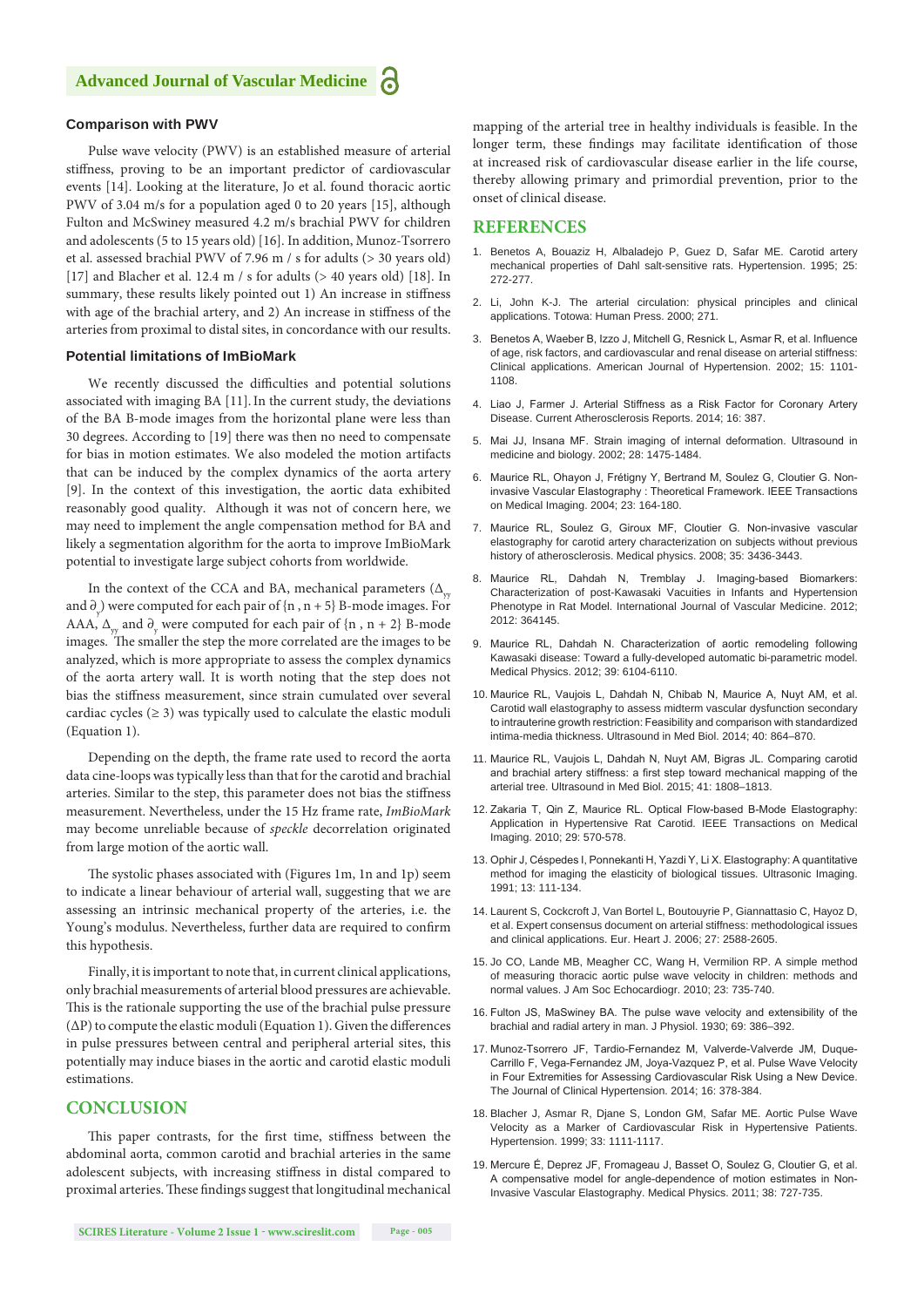### Comparison with PWV

Pulse wave velocity (PWV) is an established measure of arterial stiffness, proving to be an important predictor of cardiovascular events [14]. Looking at the literature, Jo et al. found thoracic aortic PWV of 3.04 m/s for a population aged 0 to 20 years [15], although Fulton and McSwiney measured 4.2 m/s brachial PWV for children and adolescents (5 to 15 years old) [16]. In addition, Munoz-Tsorrero et al. assessed brachial PWV of 7.96 m / s for adults (> 30 years old) [17] and Blacher et al. 12.4 m / s for adults (> 40 years old) [18]. In summary, these results likely pointed out 1) An increase in stiffness with age of the brachial artery, and 2) An increase in stiffness of the arteries from proximal to distal sites, in concordance with our results.

### Potential limitations of ImBioMark

We recently discussed the difficulties and potential solutions associated with imaging BA [11]. In the current study, the deviations of the BA B-mode images from the horizontal plane were less than 30 degrees. According to [19] there was then no need to compensate for bias in motion estimates. We also modeled the motion artifacts that can be induced by the complex dynamics of the aorta artery [9]. In the context of this investigation, the aortic data exhibited reasonably good quality. Although it was not of concern here, we may need to implement the angle compensation method for BA and likely a segmentation algorithm for the aorta to improve ImBioMark potential to investigate large subject cohorts from worldwide.

In the context of the CCA and BA, mechanical parameters ($\Delta_{yy}$ and $\partial_y$) were computed for each pair of {n , n + 5} B-mode images. For AAA, $\Delta_{yy}$ and $\partial_y$ were computed for each pair of {n , n + 2} B-mode images. The smaller the step the more correlated are the images to be analyzed, which is more appropriate to assess the complex dynamics of the aorta artery wall. It is worth noting that the step does not bias the stiffness measurement, since strain cumulated over several cardiac cycles (≥ 3) was typically used to calculate the elastic moduli (Equation 1).

Depending on the depth, the frame rate used to record the aorta data cine-loops was typically less than that for the carotid and brachial arteries. Similar to the step, this parameter does not bias the stiffness measurement. Nevertheless, under the 15 Hz frame rate, *ImBioMark* may become unreliable because of *speckle* decorrelation originated from large motion of the aortic wall.

The systolic phases associated with (Figures 1m, 1n and 1p) seem to indicate a linear behaviour of arterial wall, suggesting that we are assessing an intrinsic mechanical property of the arteries, i.e. the Young's modulus. Nevertheless, further data are required to confirm this hypothesis.

Finally, it is important to note that, in current clinical applications, only brachial measurements of arterial blood pressures are achievable. This is the rationale supporting the use of the brachial pulse pressure (ΔP) to compute the elastic moduli (Equation 1). Given the differences in pulse pressures between central and peripheral arterial sites, this potentially may induce biases in the aortic and carotid elastic moduli estimations.

## CONCLUSION

This paper contrasts, for the first time, stiffness between the abdominal aorta, common carotid and brachial arteries in the same adolescent subjects, with increasing stiffness in distal compared to proximal arteries. These findings suggest that longitudinal mechanical mapping of the arterial tree in healthy individuals is feasible. In the longer term, these findings may facilitate identification of those at increased risk of cardiovascular disease earlier in the life course, thereby allowing primary and primordial prevention, prior to the onset of clinical disease.

## REFERENCES

1. Benetos A, Bouaziz H, Albaladejo P, Guez D, Safar ME. Carotid artery mechanical properties of Dahl salt-sensitive rats. Hypertension. 1995; 25: 272-277.
2. Li, John K-J. The arterial circulation: physical principles and clinical applications. Totowa: Human Press. 2000; 271.
3. Benetos A, Waeber B, Izzo J, Mitchell G, Resnick L, Asmar R, et al. Influence of age, risk factors, and cardiovascular and renal disease on arterial stiffness: Clinical applications. American Journal of Hypertension. 2002; 15: 1101-1108.
4. Liao J, Farmer J. Arterial Stiffness as a Risk Factor for Coronary Artery Disease. Current Atherosclerosis Reports. 2014; 16: 387.
5. Mai JJ, Insana MF. Strain imaging of internal deformation. Ultrasound in medicine and biology. 2002; 28: 1475-1484.
6. Maurice RL, Ohayon J, Frétigny Y, Bertrand M, Soulez G, Cloutier G. Non-invasive Vascular Elastography : Theoretical Framework. IEEE Transactions on Medical Imaging. 2004; 23: 164-180.
7. Maurice RL, Soulez G, Giroux MF, Cloutier G. Non-invasive vascular elastography for carotid artery characterization on subjects without previous history of atherosclerosis. Medical physics. 2008; 35: 3436-3443.
8. Maurice RL, Dahdah N, Tremblay J. Imaging-based Biomarkers: Characterization of post-Kawasaki Vacuities in Infants and Hypertension Phenotype in Rat Model. International Journal of Vascular Medicine. 2012; 2012: 364145.
9. Maurice RL, Dahdah N. Characterization of aortic remodeling following Kawasaki disease: Toward a fully-developed automatic bi-parametric model. Medical Physics. 2012; 39: 6104-6110.
10. Maurice RL, Vaujois L, Dahdah N, Chibab N, Maurice A, Nuyt AM, et al. Carotid wall elastography to assess midterm vascular dysfunction secondary to intrauterine growth restriction: Feasibility and comparison with standardized intima-media thickness. Ultrasound in Med Biol. 2014; 40: 864–870.
11. Maurice RL, Vaujois L, Dahdah N, Nuyt AM, Bigras JL. Comparing carotid and brachial artery stiffness: a first step toward mechanical mapping of the arterial tree. Ultrasound in Med Biol. 2015; 41: 1808–1813.
12. Zakaria T, Qin Z, Maurice RL. Optical Flow-based B-Mode Elastography: Application in Hypertensive Rat Carotid. IEEE Transactions on Medical Imaging. 2010; 29: 570-578.
13. Ophir J, Céspedes I, Ponnekanti H, Yazdi Y, Li X. Elastography: A quantitative method for imaging the elasticity of biological tissues. Ultrasonic Imaging. 1991; 13: 111-134.
14. Laurent S, Cockcroft J, Van Bortel L, Boutouyrie P, Giannattasio C, Hayoz D, et al. Expert consensus document on arterial stiffness: methodological issues and clinical applications. Eur. Heart J. 2006; 27: 2588-2605.
15. Jo CO, Lande MB, Meagher CC, Wang H, Vermilion RP. A simple method of measuring thoracic aortic pulse wave velocity in children: methods and normal values. J Am Soc Echocardiogr. 2010; 23: 735-740.
16. Fulton JS, MaSwiney BA. The pulse wave velocity and extensibility of the brachial and radial artery in man. J Physiol. 1930; 69: 386–392.
17. Munoz-Tsorrero JF, Tardio-Fernandez M, Valverde-Valverde JM, Duque-Carrillo F, Vega-Fernandez JM, Joya-Vazquez P, et al. Pulse Wave Velocity in Four Extremities for Assessing Cardiovascular Risk Using a New Device. The Journal of Clinical Hypertension. 2014; 16: 378-384.
18. Blacher J, Asmar R, Djane S, London GM, Safar ME. Aortic Pulse Wave Velocity as a Marker of Cardiovascular Risk in Hypertensive Patients. Hypertension. 1999; 33: 1111-1117.
19. Mercure É, Deprez JF, Fromageau J, Basset O, Soulez G, Cloutier G, et al. A compensative model for angle-dependence of motion estimates in Non-Invasive Vascular Elastography. Medical Physics. 2011; 38: 727-735.